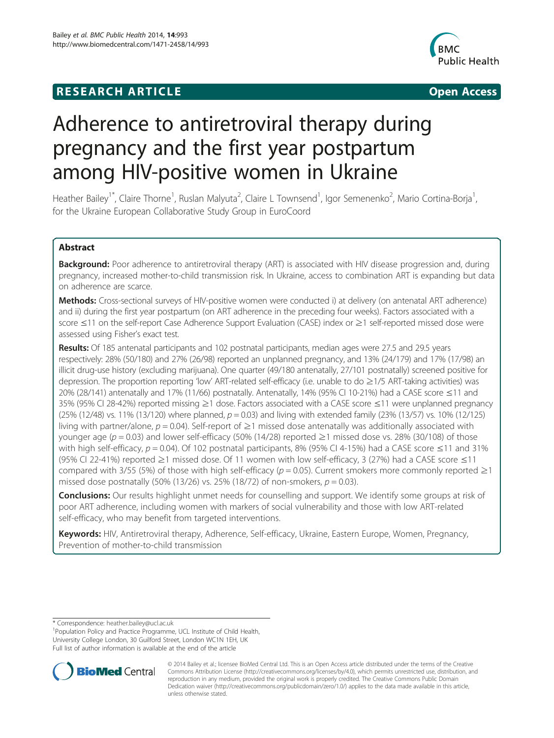**RESEARCH ARTICLE** **Open Access**

# Adherence to antiretroviral therapy during pregnancy and the first year postpartum among HIV-positive women in Ukraine

Heather Bailey[1*], Claire Thorne[1], Ruslan Malyuta[2], Claire L Townsend[1], Igor Semenenko[2], Mario Cortina-Borja[1], for the Ukraine European Collaborative Study Group in EuroCoord

## Abstract

**Background:** Poor adherence to antiretroviral therapy (ART) is associated with HIV disease progression and, during pregnancy, increased mother-to-child transmission risk. In Ukraine, access to combination ART is expanding but data on adherence are scarce.

**Methods:** Cross-sectional surveys of HIV-positive women were conducted i) at delivery (on antenatal ART adherence) and ii) during the first year postpartum (on ART adherence in the preceding four weeks). Factors associated with a score ≤11 on the self-report Case Adherence Support Evaluation (CASE) index or ≥1 self-reported missed dose were assessed using Fisher's exact test.

**Results:** Of 185 antenatal participants and 102 postnatal participants, median ages were 27.5 and 29.5 years respectively: 28% (50/180) and 27% (26/98) reported an unplanned pregnancy, and 13% (24/179) and 17% (17/98) an illicit drug-use history (excluding marijuana). One quarter (49/180 antenatally, 27/101 postnatally) screened positive for depression. The proportion reporting 'low' ART-related self-efficacy (i.e. unable to do ≥1/5 ART-taking activities) was 20% (28/141) antenatally and 17% (11/66) postnatally. Antenatally, 14% (95% CI 10-21%) had a CASE score ≤11 and 35% (95% CI 28-42%) reported missing ≥1 dose. Factors associated with a CASE score ≤11 were unplanned pregnancy (25% (12/48) vs. 11% (13/120) where planned, $p = 0.03$) and living with extended family (23% (13/57) vs. 10% (12/125) living with partner/alone, $p = 0.04$). Self-report of ≥1 missed dose antenatally was additionally associated with younger age ($p = 0.03$) and lower self-efficacy (50% (14/28) reported ≥1 missed dose vs. 28% (30/108) of those with high self-efficacy, $p = 0.04$). Of 102 postnatal participants, 8% (95% CI 4-15%) had a CASE score ≤11 and 31% (95% CI 22-41%) reported ≥1 missed dose. Of 11 women with low self-efficacy, 3 (27%) had a CASE score ≤11 compared with 3/55 (5%) of those with high self-efficacy ($p = 0.05$). Current smokers more commonly reported ≥1 missed dose postnatally (50% (13/26) vs. 25% (18/72) of non-smokers, $p = 0.03$).

**Conclusions:** Our results highlight unmet needs for counselling and support. We identify some groups at risk of poor ART adherence, including women with markers of social vulnerability and those with low ART-related self-efficacy, who may benefit from targeted interventions.

**Keywords:** HIV, Antiretroviral therapy, Adherence, Self-efficacy, Ukraine, Eastern Europe, Women, Pregnancy, Prevention of mother-to-child transmission

---

\* Correspondence: heather.bailey@ucl.ac.uk
[1]Population Policy and Practice Programme, UCL Institute of Child Health, University College London, 30 Guilford Street, London WC1N 1EH, UK
Full list of author information is available at the end of the article

© 2014 Bailey et al.; licensee BioMed Central Ltd. This is an Open Access article distributed under the terms of the Creative Commons Attribution License (http://creativecommons.org/licenses/by/4.0), which permits unrestricted use, distribution, and reproduction in any medium, provided the original work is properly credited. The Creative Commons Public Domain Dedication waiver (http://creativecommons.org/publicdomain/zero/1.0/) applies to the data made available in this article, unless otherwise stated.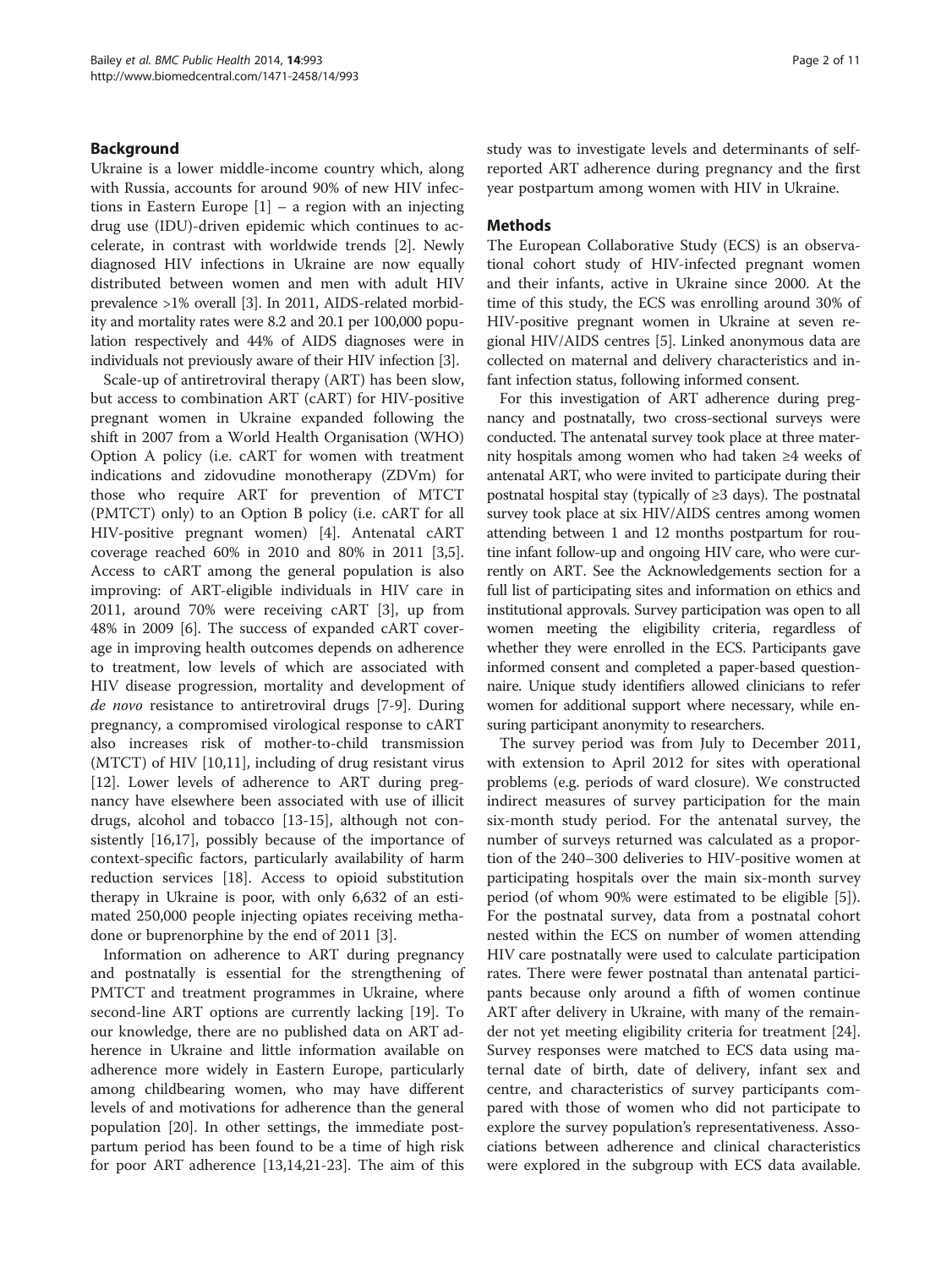## Background

Ukraine is a lower middle-income country which, along with Russia, accounts for around 90% of new HIV infections in Eastern Europe [1] – a region with an injecting drug use (IDU)-driven epidemic which continues to accelerate, in contrast with worldwide trends [2]. Newly diagnosed HIV infections in Ukraine are now equally distributed between women and men with adult HIV prevalence >1% overall [3]. In 2011, AIDS-related morbidity and mortality rates were 8.2 and 20.1 per 100,000 population respectively and 44% of AIDS diagnoses were in individuals not previously aware of their HIV infection [3].

Scale-up of antiretroviral therapy (ART) has been slow, but access to combination ART (cART) for HIV-positive pregnant women in Ukraine expanded following the shift in 2007 from a World Health Organisation (WHO) Option A policy (i.e. cART for women with treatment indications and zidovudine monotherapy (ZDVm) for those who require ART for prevention of MTCT (PMTCT) only) to an Option B policy (i.e. cART for all HIV-positive pregnant women) [4]. Antenatal cART coverage reached 60% in 2010 and 80% in 2011 [3,5]. Access to cART among the general population is also improving: of ART-eligible individuals in HIV care in 2011, around 70% were receiving cART [3], up from 48% in 2009 [6]. The success of expanded cART coverage in improving health outcomes depends on adherence to treatment, low levels of which are associated with HIV disease progression, mortality and development of *de novo* resistance to antiretroviral drugs [7-9]. During pregnancy, a compromised virological response to cART also increases risk of mother-to-child transmission (MTCT) of HIV [10,11], including of drug resistant virus [12]. Lower levels of adherence to ART during pregnancy have elsewhere been associated with use of illicit drugs, alcohol and tobacco [13-15], although not consistently [16,17], possibly because of the importance of context-specific factors, particularly availability of harm reduction services [18]. Access to opioid substitution therapy in Ukraine is poor, with only 6,632 of an estimated 250,000 people injecting opiates receiving methadone or buprenorphine by the end of 2011 [3].

Information on adherence to ART during pregnancy and postnatally is essential for the strengthening of PMTCT and treatment programmes in Ukraine, where second-line ART options are currently lacking [19]. To our knowledge, there are no published data on ART adherence in Ukraine and little information available on adherence more widely in Eastern Europe, particularly among childbearing women, who may have different levels of and motivations for adherence than the general population [20]. In other settings, the immediate postpartum period has been found to be a time of high risk for poor ART adherence [13,14,21-23]. The aim of this study was to investigate levels and determinants of self-reported ART adherence during pregnancy and the first year postpartum among women with HIV in Ukraine.

## Methods

The European Collaborative Study (ECS) is an observational cohort study of HIV-infected pregnant women and their infants, active in Ukraine since 2000. At the time of this study, the ECS was enrolling around 30% of HIV-positive pregnant women in Ukraine at seven regional HIV/AIDS centres [5]. Linked anonymous data are collected on maternal and delivery characteristics and infant infection status, following informed consent.

For this investigation of ART adherence during pregnancy and postnatally, two cross-sectional surveys were conducted. The antenatal survey took place at three maternity hospitals among women who had taken ≥4 weeks of antenatal ART, who were invited to participate during their postnatal hospital stay (typically of ≥3 days). The postnatal survey took place at six HIV/AIDS centres among women attending between 1 and 12 months postpartum for routine infant follow-up and ongoing HIV care, who were currently on ART. See the Acknowledgements section for a full list of participating sites and information on ethics and institutional approvals. Survey participation was open to all women meeting the eligibility criteria, regardless of whether they were enrolled in the ECS. Participants gave informed consent and completed a paper-based questionnaire. Unique study identifiers allowed clinicians to refer women for additional support where necessary, while ensuring participant anonymity to researchers.

The survey period was from July to December 2011, with extension to April 2012 for sites with operational problems (e.g. periods of ward closure). We constructed indirect measures of survey participation for the main six-month study period. For the antenatal survey, the number of surveys returned was calculated as a proportion of the 240–300 deliveries to HIV-positive women at participating hospitals over the main six-month survey period (of whom 90% were estimated to be eligible [5]). For the postnatal survey, data from a postnatal cohort nested within the ECS on number of women attending HIV care postnatally were used to calculate participation rates. There were fewer postnatal than antenatal participants because only around a fifth of women continue ART after delivery in Ukraine, with many of the remainder not yet meeting eligibility criteria for treatment [24]. Survey responses were matched to ECS data using maternal date of birth, date of delivery, infant sex and centre, and characteristics of survey participants compared with those of women who did not participate to explore the survey population's representativeness. Associations between adherence and clinical characteristics were explored in the subgroup with ECS data available.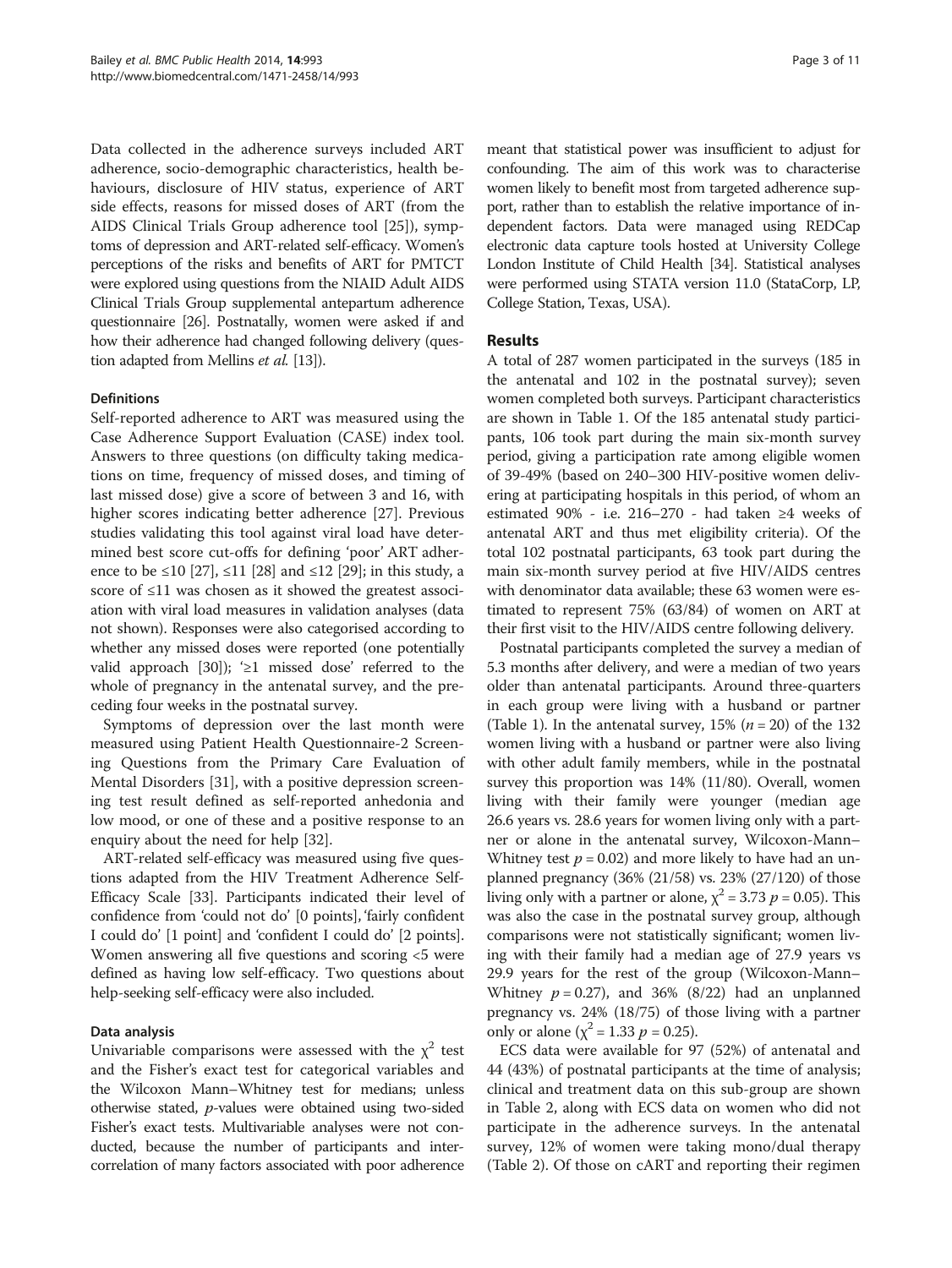Data collected in the adherence surveys included ART adherence, socio-demographic characteristics, health behaviours, disclosure of HIV status, experience of ART side effects, reasons for missed doses of ART (from the AIDS Clinical Trials Group adherence tool [25]), symptoms of depression and ART-related self-efficacy. Women's perceptions of the risks and benefits of ART for PMTCT were explored using questions from the NIAID Adult AIDS Clinical Trials Group supplemental antepartum adherence questionnaire [26]. Postnatally, women were asked if and how their adherence had changed following delivery (question adapted from Mellins *et al.* [13]).

### Definitions

Self-reported adherence to ART was measured using the Case Adherence Support Evaluation (CASE) index tool. Answers to three questions (on difficulty taking medications on time, frequency of missed doses, and timing of last missed dose) give a score of between 3 and 16, with higher scores indicating better adherence [27]. Previous studies validating this tool against viral load have determined best score cut-offs for defining 'poor' ART adherence to be ≤10 [27], ≤11 [28] and ≤12 [29]; in this study, a score of ≤11 was chosen as it showed the greatest association with viral load measures in validation analyses (data not shown). Responses were also categorised according to whether any missed doses were reported (one potentially valid approach [30]); '≥1 missed dose' referred to the whole of pregnancy in the antenatal survey, and the preceding four weeks in the postnatal survey.

Symptoms of depression over the last month were measured using Patient Health Questionnaire-2 Screening Questions from the Primary Care Evaluation of Mental Disorders [31], with a positive depression screening test result defined as self-reported anhedonia and low mood, or one of these and a positive response to an enquiry about the need for help [32].

ART-related self-efficacy was measured using five questions adapted from the HIV Treatment Adherence Self-Efficacy Scale [33]. Participants indicated their level of confidence from 'could not do' [0 points], 'fairly confident I could do' [1 point] and 'confident I could do' [2 points]. Women answering all five questions and scoring <5 were defined as having low self-efficacy. Two questions about help-seeking self-efficacy were also included.

### Data analysis

Univariable comparisons were assessed with the $\chi^2$ test and the Fisher's exact test for categorical variables and the Wilcoxon Mann–Whitney test for medians; unless otherwise stated, *p*-values were obtained using two-sided Fisher's exact tests. Multivariable analyses were not conducted, because the number of participants and intercorrelation of many factors associated with poor adherence meant that statistical power was insufficient to adjust for confounding. The aim of this work was to characterise women likely to benefit most from targeted adherence support, rather than to establish the relative importance of independent factors. Data were managed using REDCap electronic data capture tools hosted at University College London Institute of Child Health [34]. Statistical analyses were performed using STATA version 11.0 (StataCorp, LP, College Station, Texas, USA).

## Results

A total of 287 women participated in the surveys (185 in the antenatal and 102 in the postnatal survey); seven women completed both surveys. Participant characteristics are shown in Table 1. Of the 185 antenatal study participants, 106 took part during the main six-month survey period, giving a participation rate among eligible women of 39-49% (based on 240–300 HIV-positive women delivering at participating hospitals in this period, of whom an estimated 90% - i.e. 216–270 - had taken ≥4 weeks of antenatal ART and thus met eligibility criteria). Of the total 102 postnatal participants, 63 took part during the main six-month survey period at five HIV/AIDS centres with denominator data available; these 63 women were estimated to represent 75% (63/84) of women on ART at their first visit to the HIV/AIDS centre following delivery.

Postnatal participants completed the survey a median of 5.3 months after delivery, and were a median of two years older than antenatal participants. Around three-quarters in each group were living with a husband or partner (Table 1). In the antenatal survey, 15% ($n = 20$) of the 132 women living with a husband or partner were also living with other adult family members, while in the postnatal survey this proportion was 14% (11/80). Overall, women living with their family were younger (median age 26.6 years vs. 28.6 years for women living only with a partner or alone in the antenatal survey, Wilcoxon-Mann–Whitney test $p = 0.02$) and more likely to have had an unplanned pregnancy (36% (21/58) vs. 23% (27/120) of those living only with a partner or alone, $\chi^2 = 3.73$ $p = 0.05$). This was also the case in the postnatal survey group, although comparisons were not statistically significant; women living with their family had a median age of 27.9 years vs 29.9 years for the rest of the group (Wilcoxon-Mann–Whitney $p = 0.27$), and 36% (8/22) had an unplanned pregnancy vs. 24% (18/75) of those living with a partner only or alone ($\chi^2 = 1.33$ $p = 0.25$).

ECS data were available for 97 (52%) of antenatal and 44 (43%) of postnatal participants at the time of analysis; clinical and treatment data on this sub-group are shown in Table 2, along with ECS data on women who did not participate in the adherence surveys. In the antenatal survey, 12% of women were taking mono/dual therapy (Table 2). Of those on cART and reporting their regimen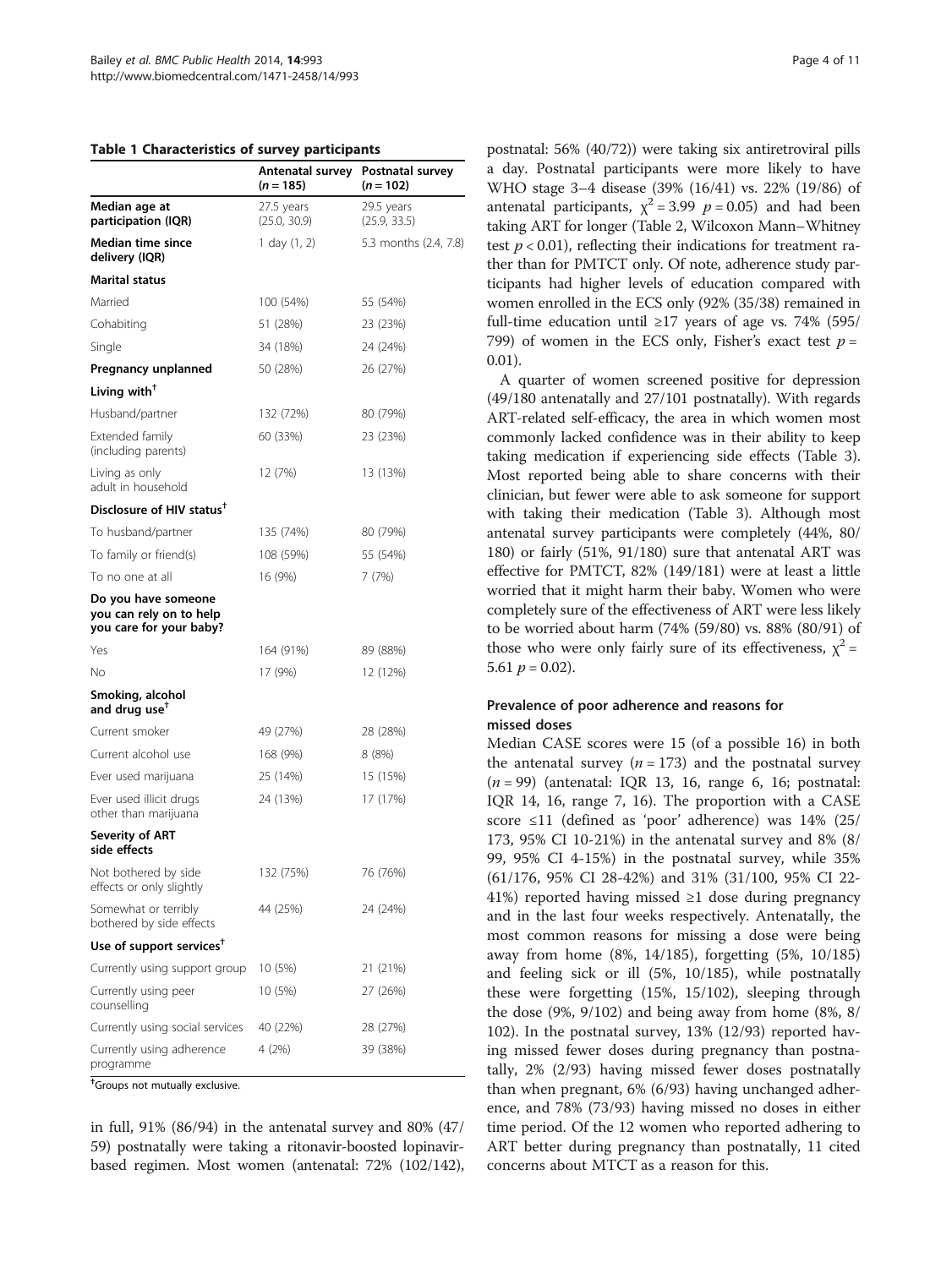**Table 1 Characteristics of survey participants**

| | Antenatal survey (n = 185) | Postnatal survey (n = 102) |
|---|---|---|
| **Median age at participation (IQR)** | 27.5 years (25.0, 30.9) | 29.5 years (25.9, 33.5) |
| **Median time since delivery (IQR)** | 1 day (1, 2) | 5.3 months (2.4, 7.8) |
| **Marital status** | | |
| Married | 100 (54%) | 55 (54%) |
| Cohabiting | 51 (28%) | 23 (23%) |
| Single | 34 (18%) | 24 (24%) |
| **Pregnancy unplanned** | 50 (28%) | 26 (27%) |
| **Living with[†]** | | |
| Husband/partner | 132 (72%) | 80 (79%) |
| Extended family (including parents) | 60 (33%) | 23 (23%) |
| Living as only adult in household | 12 (7%) | 13 (13%) |
| **Disclosure of HIV status[†]** | | |
| To husband/partner | 135 (74%) | 80 (79%) |
| To family or friend(s) | 108 (59%) | 55 (54%) |
| To no one at all | 16 (9%) | 7 (7%) |
| **Do you have someone you can rely on to help you care for your baby?** | | |
| Yes | 164 (91%) | 89 (88%) |
| No | 17 (9%) | 12 (12%) |
| **Smoking, alcohol and drug use[†]** | | |
| Current smoker | 49 (27%) | 28 (28%) |
| Current alcohol use | 168 (9%) | 8 (8%) |
| Ever used marijuana | 25 (14%) | 15 (15%) |
| Ever used illicit drugs other than marijuana | 24 (13%) | 17 (17%) |
| **Severity of ART side effects** | | |
| Not bothered by side effects or only slightly | 132 (75%) | 76 (76%) |
| Somewhat or terribly bothered by side effects | 44 (25%) | 24 (24%) |
| **Use of support services[†]** | | |
| Currently using support group | 10 (5%) | 21 (21%) |
| Currently using peer counselling | 10 (5%) | 27 (26%) |
| Currently using social services | 40 (22%) | 28 (27%) |
| Currently using adherence programme | 4 (2%) | 39 (38%) |

[†]Groups not mutually exclusive.

in full, 91% (86/94) in the antenatal survey and 80% (47/59) postnatally were taking a ritonavir-boosted lopinavir-based regimen. Most women (antenatal: 72% (102/142), postnatal: 56% (40/72)) were taking six antiretroviral pills a day. Postnatal participants were more likely to have WHO stage 3–4 disease (39% (16/41) vs. 22% (19/86) of antenatal participants, $\chi^2 = 3.99$ $p = 0.05$) and had been taking ART for longer (Table 2, Wilcoxon Mann–Whitney test $p < 0.01$), reflecting their indications for treatment rather than for PMTCT only. Of note, adherence study participants had higher levels of education compared with women enrolled in the ECS only (92% (35/38) remained in full-time education until ≥17 years of age vs. 74% (595/799) of women in the ECS only, Fisher's exact test $p = 0.01$).

A quarter of women screened positive for depression (49/180 antenatally and 27/101 postnatally). With regards ART-related self-efficacy, the area in which women most commonly lacked confidence was in their ability to keep taking medication if experiencing side effects (Table 3). Most reported being able to share concerns with their clinician, but fewer were able to ask someone for support with taking their medication (Table 3). Although most antenatal survey participants were completely (44%, 80/180) or fairly (51%, 91/180) sure that antenatal ART was effective for PMTCT, 82% (149/181) were at least a little worried that it might harm their baby. Women who were completely sure of the effectiveness of ART were less likely to be worried about harm (74% (59/80) vs. 88% (80/91) of those who were only fairly sure of its effectiveness, $\chi^2 = 5.61$ $p = 0.02$).

### Prevalence of poor adherence and reasons for missed doses

Median CASE scores were 15 (of a possible 16) in both the antenatal survey ($n = 173$) and the postnatal survey ($n = 99$) (antenatal: IQR 13, 16, range 6, 16; postnatal: IQR 14, 16, range 7, 16). The proportion with a CASE score ≤11 (defined as 'poor' adherence) was 14% (25/173, 95% CI 10-21%) in the antenatal survey and 8% (8/99, 95% CI 4-15%) in the postnatal survey, while 35% (61/176, 95% CI 28-42%) and 31% (31/100, 95% CI 22-41%) reported having missed ≥1 dose during pregnancy and in the last four weeks respectively. Antenatally, the most common reasons for missing a dose were being away from home (8%, 14/185), forgetting (5%, 10/185) and feeling sick or ill (5%, 10/185), while postnatally these were forgetting (15%, 15/102), sleeping through the dose (9%, 9/102) and being away from home (8%, 8/102). In the postnatal survey, 13% (12/93) reported having missed fewer doses during pregnancy than postnatally, 2% (2/93) having missed fewer doses postnatally than when pregnant, 6% (6/93) having unchanged adherence, and 78% (73/93) having missed no doses in either time period. Of the 12 women who reported adhering to ART better during pregnancy than postnatally, 11 cited concerns about MTCT as a reason for this.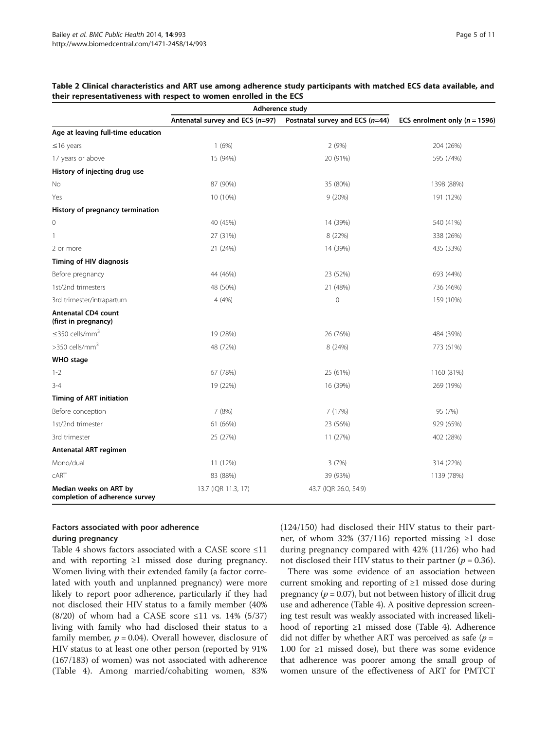**Table 2 Clinical characteristics and ART use among adherence study participants with matched ECS data available, and their representativeness with respect to women enrolled in the ECS**

| | Adherence study | | |
|---|---|---|---|
| | Antenatal survey and ECS (*n*=97) | Postnatal survey and ECS (*n*=44) | ECS enrolment only (*n* = 1596) |
| **Age at leaving full-time education** | | | |
| ≤16 years | 1 (6%) | 2 (9%) | 204 (26%) |
| 17 years or above | 15 (94%) | 20 (91%) | 595 (74%) |
| **History of injecting drug use** | | | |
| No | 87 (90%) | 35 (80%) | 1398 (88%) |
| Yes | 10 (10%) | 9 (20%) | 191 (12%) |
| **History of pregnancy termination** | | | |
| 0 | 40 (45%) | 14 (39%) | 540 (41%) |
| 1 | 27 (31%) | 8 (22%) | 338 (26%) |
| 2 or more | 21 (24%) | 14 (39%) | 435 (33%) |
| **Timing of HIV diagnosis** | | | |
| Before pregnancy | 44 (46%) | 23 (52%) | 693 (44%) |
| 1st/2nd trimesters | 48 (50%) | 21 (48%) | 736 (46%) |
| 3rd trimester/intrapartum | 4 (4%) | 0 | 159 (10%) |
| **Antenatal CD4 count (first in pregnancy)** | | | |
| ≤350 cells/mm$^3$ | 19 (28%) | 26 (76%) | 484 (39%) |
| >350 cells/mm$^3$ | 48 (72%) | 8 (24%) | 773 (61%) |
| **WHO stage** | | | |
| 1-2 | 67 (78%) | 25 (61%) | 1160 (81%) |
| 3-4 | 19 (22%) | 16 (39%) | 269 (19%) |
| **Timing of ART initiation** | | | |
| Before conception | 7 (8%) | 7 (17%) | 95 (7%) |
| 1st/2nd trimester | 61 (66%) | 23 (56%) | 929 (65%) |
| 3rd trimester | 25 (27%) | 11 (27%) | 402 (28%) |
| **Antenatal ART regimen** | | | |
| Mono/dual | 11 (12%) | 3 (7%) | 314 (22%) |
| cART | 83 (88%) | 39 (93%) | 1139 (78%) |
| **Median weeks on ART by completion of adherence survey** | 13.7 (IQR 11.3, 17) | 43.7 (IQR 26.0, 54.9) | |

### Factors associated with poor adherence during pregnancy

Table 4 shows factors associated with a CASE score ≤11 and with reporting ≥1 missed dose during pregnancy. Women living with their extended family (a factor correlated with youth and unplanned pregnancy) were more likely to report poor adherence, particularly if they had not disclosed their HIV status to a family member (40% (8/20) of whom had a CASE score ≤11 vs. 14% (5/37) living with family who had disclosed their status to a family member, $p = 0.04$). Overall however, disclosure of HIV status to at least one other person (reported by 91% (167/183) of women) was not associated with adherence (Table 4). Among married/cohabiting women, 83% (124/150) had disclosed their HIV status to their partner, of whom 32% (37/116) reported missing ≥1 dose during pregnancy compared with 42% (11/26) who had not disclosed their HIV status to their partner ($p = 0.36$).

There was some evidence of an association between current smoking and reporting of ≥1 missed dose during pregnancy ($p = 0.07$), but not between history of illicit drug use and adherence (Table 4). A positive depression screening test result was weakly associated with increased likelihood of reporting ≥1 missed dose (Table 4). Adherence did not differ by whether ART was perceived as safe ($p = 1.00$ for ≥1 missed dose), but there was some evidence that adherence was poorer among the small group of women unsure of the effectiveness of ART for PMTCT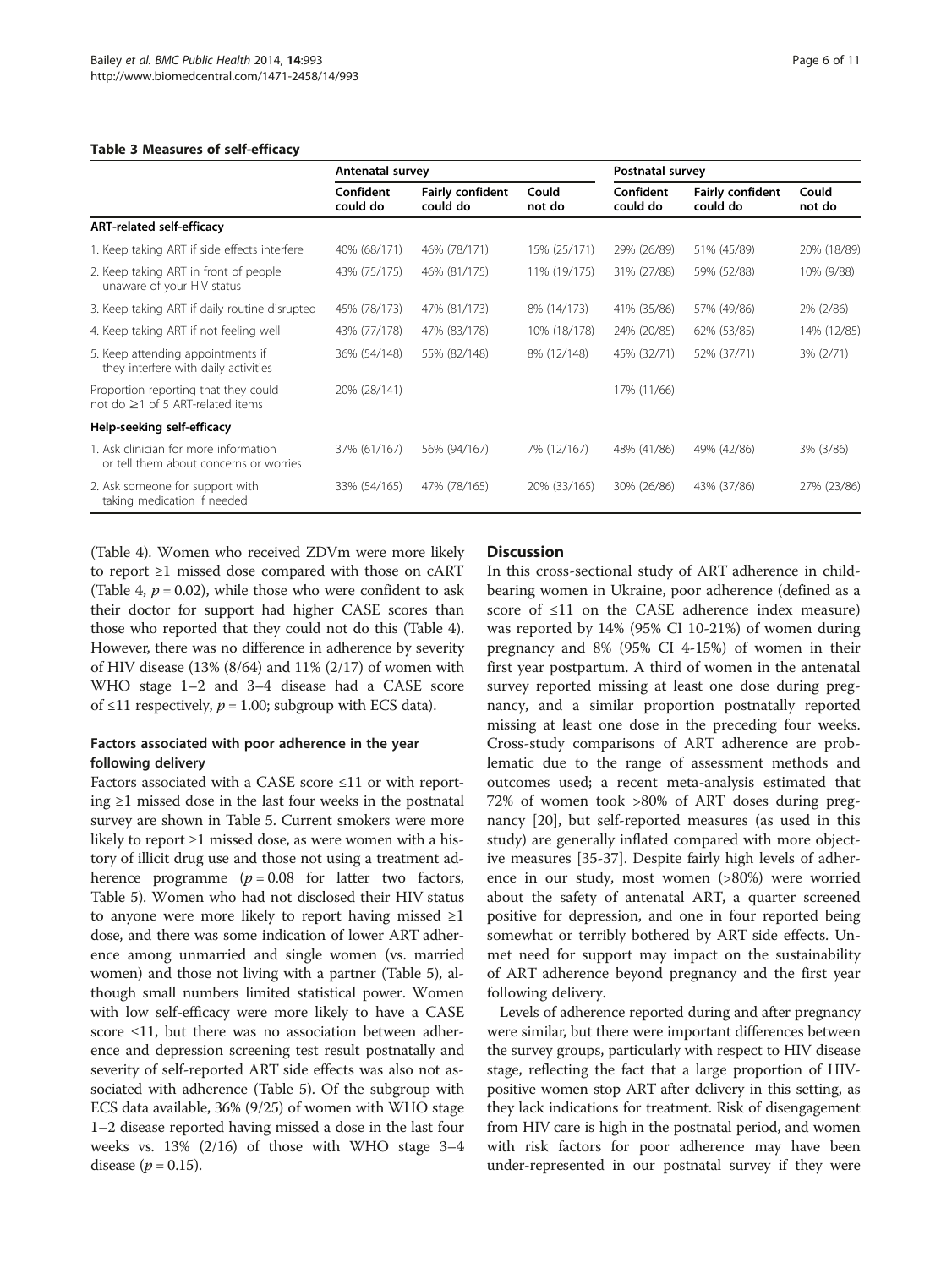**Table 3 Measures of self-efficacy**

| | Antenatal survey | | | Postnatal survey | | |
|---|---|---|---|---|---|---|
| | Confident could do | Fairly confident could do | Could not do | Confident could do | Fairly confident could do | Could not do |
| **ART-related self-efficacy** | | | | | | |
| 1. Keep taking ART if side effects interfere | 40% (68/171) | 46% (78/171) | 15% (25/171) | 29% (26/89) | 51% (45/89) | 20% (18/89) |
| 2. Keep taking ART in front of people unaware of your HIV status | 43% (75/175) | 46% (81/175) | 11% (19/175) | 31% (27/88) | 59% (52/88) | 10% (9/88) |
| 3. Keep taking ART if daily routine disrupted | 45% (78/173) | 47% (81/173) | 8% (14/173) | 41% (35/86) | 57% (49/86) | 2% (2/86) |
| 4. Keep taking ART if not feeling well | 43% (77/178) | 47% (83/178) | 10% (18/178) | 24% (20/85) | 62% (53/85) | 14% (12/85) |
| 5. Keep attending appointments if they interfere with daily activities | 36% (54/148) | 55% (82/148) | 8% (12/148) | 45% (32/71) | 52% (37/71) | 3% (2/71) |
| Proportion reporting that they could not do ≥1 of 5 ART-related items | 20% (28/141) | | | 17% (11/66) | | |
| **Help-seeking self-efficacy** | | | | | | |
| 1. Ask clinician for more information or tell them about concerns or worries | 37% (61/167) | 56% (94/167) | 7% (12/167) | 48% (41/86) | 49% (42/86) | 3% (3/86) |
| 2. Ask someone for support with taking medication if needed | 33% (54/165) | 47% (78/165) | 20% (33/165) | 30% (26/86) | 43% (37/86) | 27% (23/86) |

(Table 4). Women who received ZDVm were more likely to report ≥1 missed dose compared with those on cART (Table 4, $p = 0.02$), while those who were confident to ask their doctor for support had higher CASE scores than those who reported that they could not do this (Table 4). However, there was no difference in adherence by severity of HIV disease (13% (8/64) and 11% (2/17) of women with WHO stage 1–2 and 3–4 disease had a CASE score of ≤11 respectively, $p = 1.00$; subgroup with ECS data).

### Factors associated with poor adherence in the year following delivery

Factors associated with a CASE score ≤11 or with reporting ≥1 missed dose in the last four weeks in the postnatal survey are shown in Table 5. Current smokers were more likely to report ≥1 missed dose, as were women with a history of illicit drug use and those not using a treatment adherence programme ($p = 0.08$ for latter two factors, Table 5). Women who had not disclosed their HIV status to anyone were more likely to report having missed ≥1 dose, and there was some indication of lower ART adherence among unmarried and single women (vs. married women) and those not living with a partner (Table 5), although small numbers limited statistical power. Women with low self-efficacy were more likely to have a CASE score ≤11, but there was no association between adherence and depression screening test result postnatally and severity of self-reported ART side effects was also not associated with adherence (Table 5). Of the subgroup with ECS data available, 36% (9/25) of women with WHO stage 1–2 disease reported having missed a dose in the last four weeks vs. 13% (2/16) of those with WHO stage 3–4 disease ($p = 0.15$).

## Discussion

In this cross-sectional study of ART adherence in childbearing women in Ukraine, poor adherence (defined as a score of ≤11 on the CASE adherence index measure) was reported by 14% (95% CI 10-21%) of women during pregnancy and 8% (95% CI 4-15%) of women in their first year postpartum. A third of women in the antenatal survey reported missing at least one dose during pregnancy, and a similar proportion postnatally reported missing at least one dose in the preceding four weeks. Cross-study comparisons of ART adherence are problematic due to the range of assessment methods and outcomes used; a recent meta-analysis estimated that 72% of women took >80% of ART doses during pregnancy [20], but self-reported measures (as used in this study) are generally inflated compared with more objective measures [35-37]. Despite fairly high levels of adherence in our study, most women (>80%) were worried about the safety of antenatal ART, a quarter screened positive for depression, and one in four reported being somewhat or terribly bothered by ART side effects. Unmet need for support may impact on the sustainability of ART adherence beyond pregnancy and the first year following delivery.

Levels of adherence reported during and after pregnancy were similar, but there were important differences between the survey groups, particularly with respect to HIV disease stage, reflecting the fact that a large proportion of HIV-positive women stop ART after delivery in this setting, as they lack indications for treatment. Risk of disengagement from HIV care is high in the postnatal period, and women with risk factors for poor adherence may have been under-represented in our postnatal survey if they were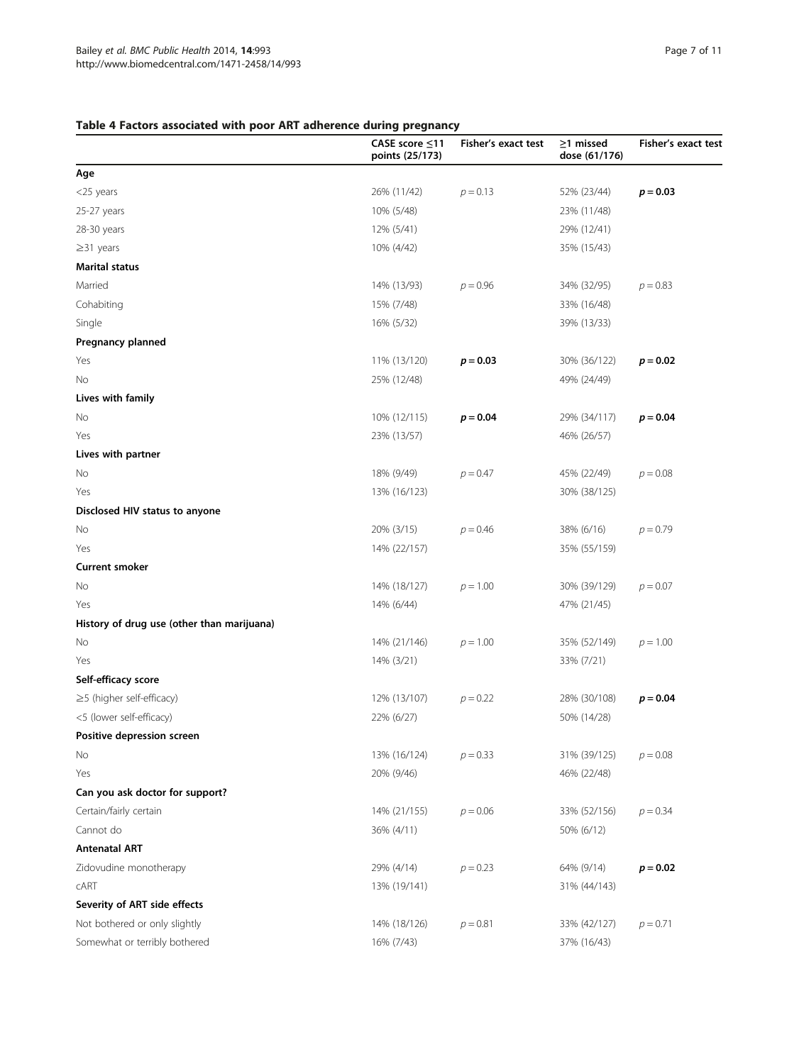**Table 4 Factors associated with poor ART adherence during pregnancy**

| | CASE score ≤11 points (25/173) | Fisher's exact test | ≥1 missed dose (61/176) | Fisher's exact test |
|---|---|---|---|---|
| **Age** | | | | |
| <25 years | 26% (11/42) | $p = 0.13$ | 52% (23/44) | $\mathbf{p = 0.03}$ |
| 25-27 years | 10% (5/48) | | 23% (11/48) | |
| 28-30 years | 12% (5/41) | | 29% (12/41) | |
| ≥31 years | 10% (4/42) | | 35% (15/43) | |
| **Marital status** | | | | |
| Married | 14% (13/93) | $p = 0.96$ | 34% (32/95) | $p = 0.83$ |
| Cohabiting | 15% (7/48) | | 33% (16/48) | |
| Single | 16% (5/32) | | 39% (13/33) | |
| **Pregnancy planned** | | | | |
| Yes | 11% (13/120) | $\mathbf{p = 0.03}$ | 30% (36/122) | $\mathbf{p = 0.02}$ |
| No | 25% (12/48) | | 49% (24/49) | |
| **Lives with family** | | | | |
| No | 10% (12/115) | $\mathbf{p = 0.04}$ | 29% (34/117) | $\mathbf{p = 0.04}$ |
| Yes | 23% (13/57) | | 46% (26/57) | |
| **Lives with partner** | | | | |
| No | 18% (9/49) | $p = 0.47$ | 45% (22/49) | $p = 0.08$ |
| Yes | 13% (16/123) | | 30% (38/125) | |
| **Disclosed HIV status to anyone** | | | | |
| No | 20% (3/15) | $p = 0.46$ | 38% (6/16) | $p = 0.79$ |
| Yes | 14% (22/157) | | 35% (55/159) | |
| **Current smoker** | | | | |
| No | 14% (18/127) | $p = 1.00$ | 30% (39/129) | $p = 0.07$ |
| Yes | 14% (6/44) | | 47% (21/45) | |
| **History of drug use (other than marijuana)** | | | | |
| No | 14% (21/146) | $p = 1.00$ | 35% (52/149) | $p = 1.00$ |
| Yes | 14% (3/21) | | 33% (7/21) | |
| **Self-efficacy score** | | | | |
| ≥5 (higher self-efficacy) | 12% (13/107) | $p = 0.22$ | 28% (30/108) | $\mathbf{p = 0.04}$ |
| <5 (lower self-efficacy) | 22% (6/27) | | 50% (14/28) | |
| **Positive depression screen** | | | | |
| No | 13% (16/124) | $p = 0.33$ | 31% (39/125) | $p = 0.08$ |
| Yes | 20% (9/46) | | 46% (22/48) | |
| **Can you ask doctor for support?** | | | | |
| Certain/fairly certain | 14% (21/155) | $p = 0.06$ | 33% (52/156) | $p = 0.34$ |
| Cannot do | 36% (4/11) | | 50% (6/12) | |
| **Antenatal ART** | | | | |
| Zidovudine monotherapy | 29% (4/14) | $p = 0.23$ | 64% (9/14) | $\mathbf{p = 0.02}$ |
| cART | 13% (19/141) | | 31% (44/143) | |
| **Severity of ART side effects** | | | | |
| Not bothered or only slightly | 14% (18/126) | $p = 0.81$ | 33% (42/127) | $p = 0.71$ |
| Somewhat or terribly bothered | 16% (7/43) | | 37% (16/43) | |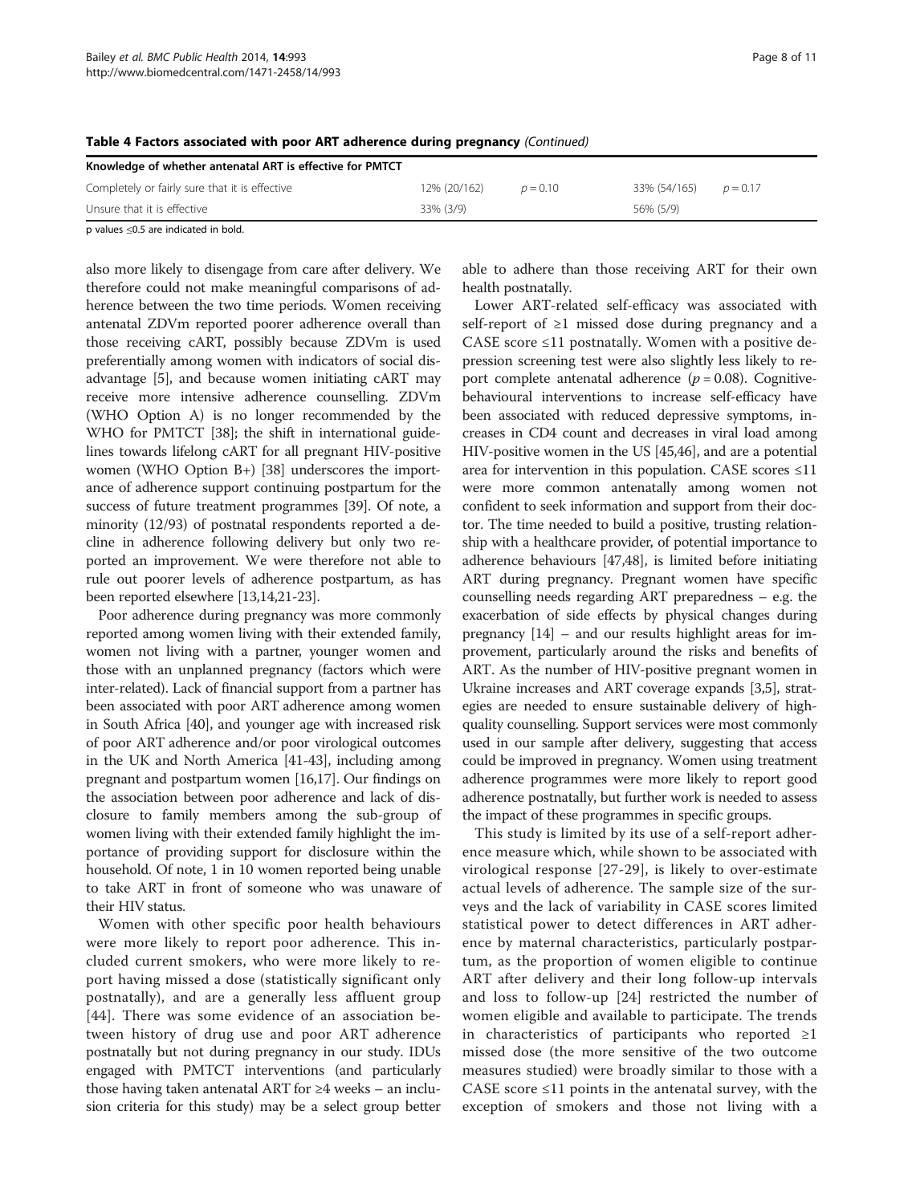**Table 4 Factors associated with poor ART adherence during pregnancy** *(Continued)*

| | | | | |
|---|---|---|---|---|
| **Knowledge of whether antenatal ART is effective for PMTCT** | | | | |
| Completely or fairly sure that it is effective | 12% (20/162) | $p = 0.10$ | 33% (54/165) | $p = 0.17$ |
| Unsure that it is effective | 33% (3/9) | | 56% (5/9) | |

p values ≤0.5 are indicated in bold.

also more likely to disengage from care after delivery. We therefore could not make meaningful comparisons of adherence between the two time periods. Women receiving antenatal ZDVm reported poorer adherence overall than those receiving cART, possibly because ZDVm is used preferentially among women with indicators of social disadvantage [5], and because women initiating cART may receive more intensive adherence counselling. ZDVm (WHO Option A) is no longer recommended by the WHO for PMTCT [38]; the shift in international guidelines towards lifelong cART for all pregnant HIV-positive women (WHO Option B+) [38] underscores the importance of adherence support continuing postpartum for the success of future treatment programmes [39]. Of note, a minority (12/93) of postnatal respondents reported a decline in adherence following delivery but only two reported an improvement. We were therefore not able to rule out poorer levels of adherence postpartum, as has been reported elsewhere [13,14,21-23].

Poor adherence during pregnancy was more commonly reported among women living with their extended family, women not living with a partner, younger women and those with an unplanned pregnancy (factors which were inter-related). Lack of financial support from a partner has been associated with poor ART adherence among women in South Africa [40], and younger age with increased risk of poor ART adherence and/or poor virological outcomes in the UK and North America [41-43], including among pregnant and postpartum women [16,17]. Our findings on the association between poor adherence and lack of disclosure to family members among the sub-group of women living with their extended family highlight the importance of providing support for disclosure within the household. Of note, 1 in 10 women reported being unable to take ART in front of someone who was unaware of their HIV status.

Women with other specific poor health behaviours were more likely to report poor adherence. This included current smokers, who were more likely to report having missed a dose (statistically significant only postnatally), and are a generally less affluent group [44]. There was some evidence of an association between history of drug use and poor ART adherence postnatally but not during pregnancy in our study. IDUs engaged with PMTCT interventions (and particularly those having taken antenatal ART for ≥4 weeks – an inclusion criteria for this study) may be a select group better able to adhere than those receiving ART for their own health postnatally.

Lower ART-related self-efficacy was associated with self-report of ≥1 missed dose during pregnancy and a CASE score ≤11 postnatally. Women with a positive depression screening test were also slightly less likely to report complete antenatal adherence ($p = 0.08$). Cognitive-behavioural interventions to increase self-efficacy have been associated with reduced depressive symptoms, increases in CD4 count and decreases in viral load among HIV-positive women in the US [45,46], and are a potential area for intervention in this population. CASE scores ≤11 were more common antenatally among women not confident to seek information and support from their doctor. The time needed to build a positive, trusting relationship with a healthcare provider, of potential importance to adherence behaviours [47,48], is limited before initiating ART during pregnancy. Pregnant women have specific counselling needs regarding ART preparedness – e.g. the exacerbation of side effects by physical changes during pregnancy [14] – and our results highlight areas for improvement, particularly around the risks and benefits of ART. As the number of HIV-positive pregnant women in Ukraine increases and ART coverage expands [3,5], strategies are needed to ensure sustainable delivery of high-quality counselling. Support services were most commonly used in our sample after delivery, suggesting that access could be improved in pregnancy. Women using treatment adherence programmes were more likely to report good adherence postnatally, but further work is needed to assess the impact of these programmes in specific groups.

This study is limited by its use of a self-report adherence measure which, while shown to be associated with virological response [27-29], is likely to over-estimate actual levels of adherence. The sample size of the surveys and the lack of variability in CASE scores limited statistical power to detect differences in ART adherence by maternal characteristics, particularly postpartum, as the proportion of women eligible to continue ART after delivery and their long follow-up intervals and loss to follow-up [24] restricted the number of women eligible and available to participate. The trends in characteristics of participants who reported ≥1 missed dose (the more sensitive of the two outcome measures studied) were broadly similar to those with a CASE score ≤11 points in the antenatal survey, with the exception of smokers and those not living with a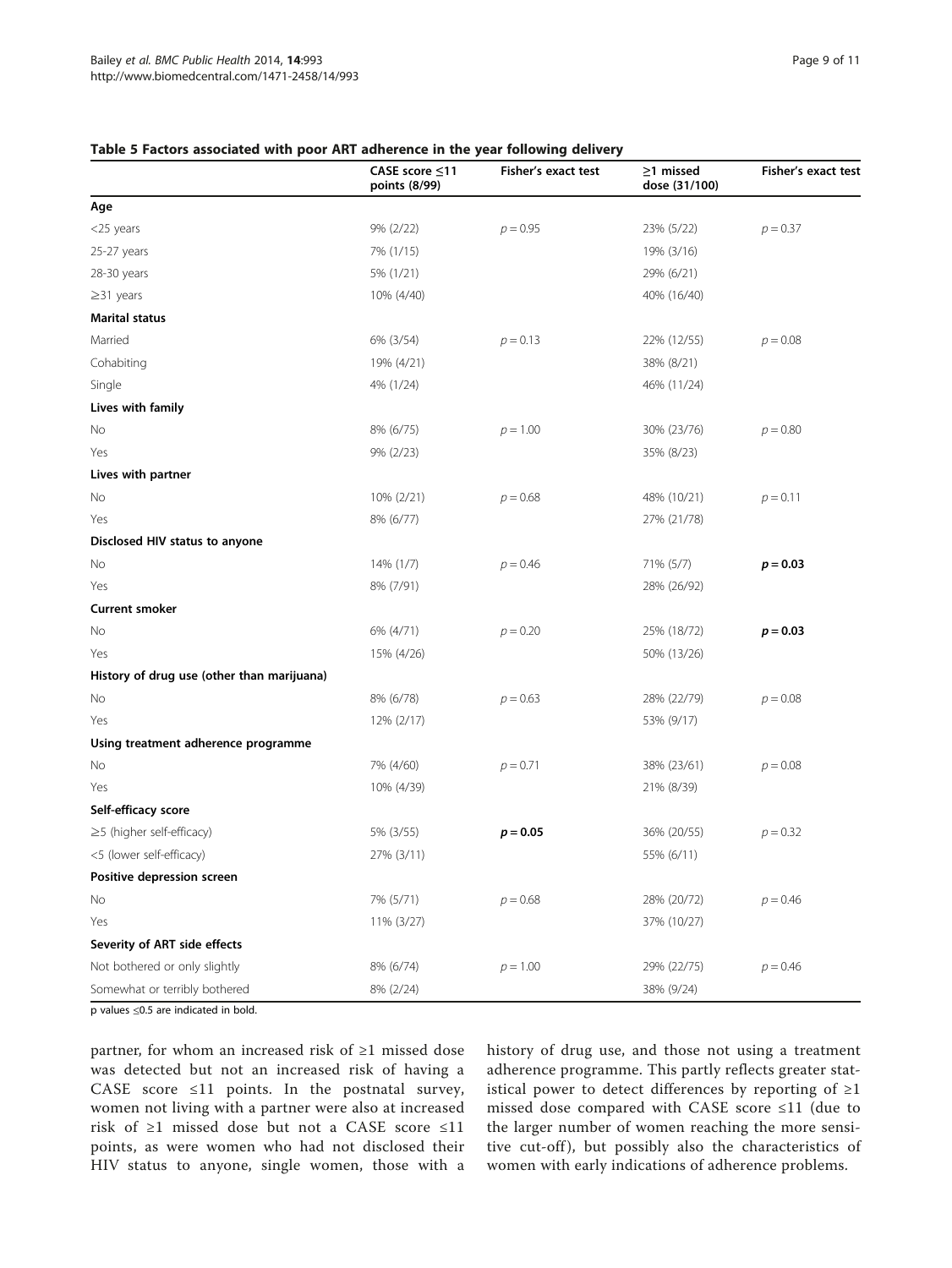**Table 5 Factors associated with poor ART adherence in the year following delivery**

| | CASE score ≤11 points (8/99) | Fisher's exact test | ≥1 missed dose (31/100) | Fisher's exact test |
|---|---|---|---|---|
| **Age** | | | | |
| <25 years | 9% (2/22) | $p = 0.95$ | 23% (5/22) | $p = 0.37$ |
| 25-27 years | 7% (1/15) | | 19% (3/16) | |
| 28-30 years | 5% (1/21) | | 29% (6/21) | |
| ≥31 years | 10% (4/40) | | 40% (16/40) | |
| **Marital status** | | | | |
| Married | 6% (3/54) | $p = 0.13$ | 22% (12/55) | $p = 0.08$ |
| Cohabiting | 19% (4/21) | | 38% (8/21) | |
| Single | 4% (1/24) | | 46% (11/24) | |
| **Lives with family** | | | | |
| No | 8% (6/75) | $p = 1.00$ | 30% (23/76) | $p = 0.80$ |
| Yes | 9% (2/23) | | 35% (8/23) | |
| **Lives with partner** | | | | |
| No | 10% (2/21) | $p = 0.68$ | 48% (10/21) | $p = 0.11$ |
| Yes | 8% (6/77) | | 27% (21/78) | |
| **Disclosed HIV status to anyone** | | | | |
| No | 14% (1/7) | $p = 0.46$ | 71% (5/7) | $\boldsymbol{p = 0.03}$ |
| Yes | 8% (7/91) | | 28% (26/92) | |
| **Current smoker** | | | | |
| No | 6% (4/71) | $p = 0.20$ | 25% (18/72) | $\boldsymbol{p = 0.03}$ |
| Yes | 15% (4/26) | | 50% (13/26) | |
| **History of drug use (other than marijuana)** | | | | |
| No | 8% (6/78) | $p = 0.63$ | 28% (22/79) | $p = 0.08$ |
| Yes | 12% (2/17) | | 53% (9/17) | |
| **Using treatment adherence programme** | | | | |
| No | 7% (4/60) | $p = 0.71$ | 38% (23/61) | $p = 0.08$ |
| Yes | 10% (4/39) | | 21% (8/39) | |
| **Self-efficacy score** | | | | |
| ≥5 (higher self-efficacy) | 5% (3/55) | $\boldsymbol{p = 0.05}$ | 36% (20/55) | $p = 0.32$ |
| <5 (lower self-efficacy) | 27% (3/11) | | 55% (6/11) | |
| **Positive depression screen** | | | | |
| No | 7% (5/71) | $p = 0.68$ | 28% (20/72) | $p = 0.46$ |
| Yes | 11% (3/27) | | 37% (10/27) | |
| **Severity of ART side effects** | | | | |
| Not bothered or only slightly | 8% (6/74) | $p = 1.00$ | 29% (22/75) | $p = 0.46$ |
| Somewhat or terribly bothered | 8% (2/24) | | 38% (9/24) | |

p values ≤0.5 are indicated in bold.

partner, for whom an increased risk of ≥1 missed dose was detected but not an increased risk of having a CASE score ≤11 points. In the postnatal survey, women not living with a partner were also at increased risk of ≥1 missed dose but not a CASE score ≤11 points, as were women who had not disclosed their HIV status to anyone, single women, those with a history of drug use, and those not using a treatment adherence programme. This partly reflects greater statistical power to detect differences by reporting of ≥1 missed dose compared with CASE score ≤11 (due to the larger number of women reaching the more sensitive cut-off), but possibly also the characteristics of women with early indications of adherence problems.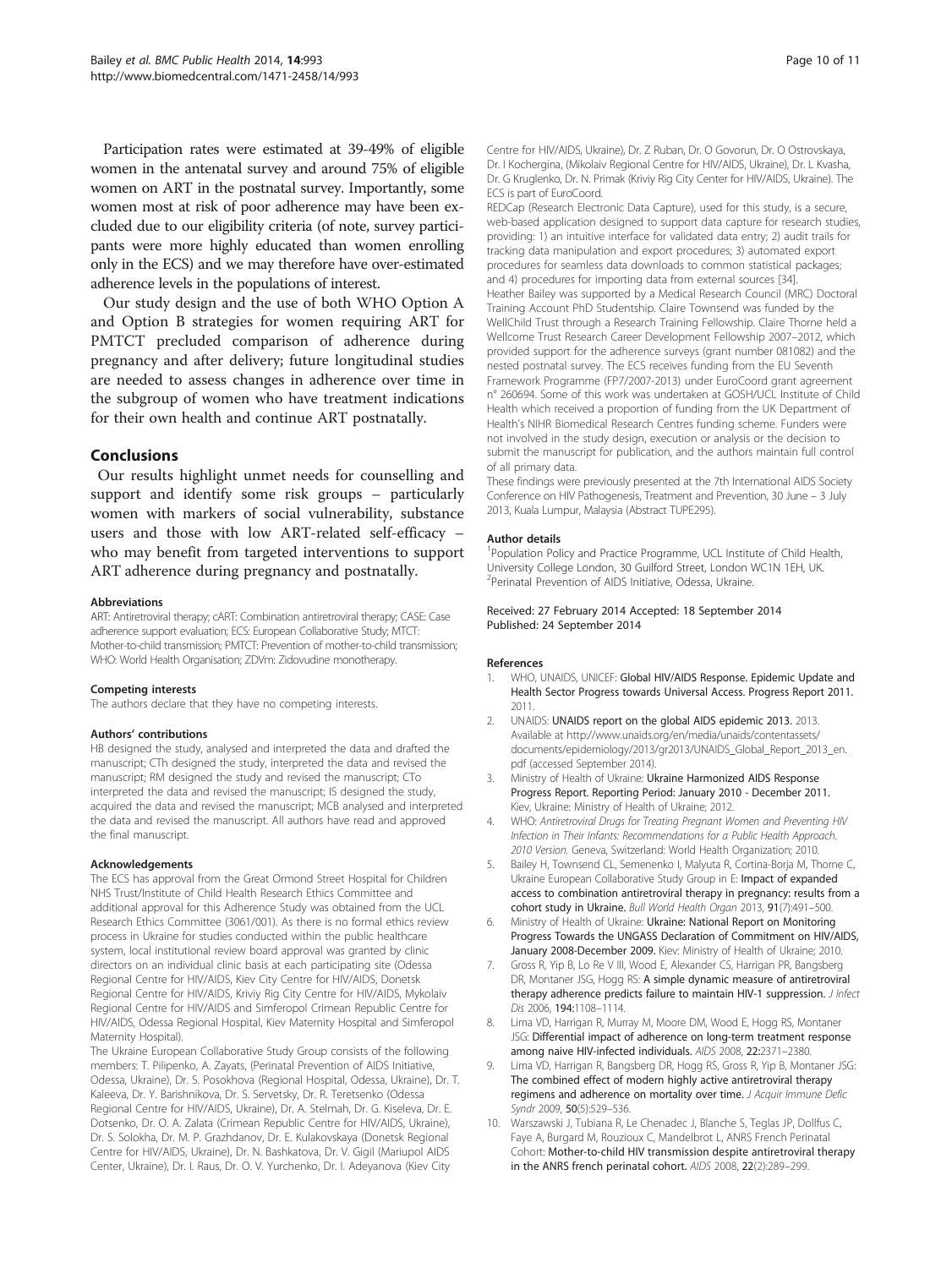Participation rates were estimated at 39-49% of eligible women in the antenatal survey and around 75% of eligible women on ART in the postnatal survey. Importantly, some women most at risk of poor adherence may have been excluded due to our eligibility criteria (of note, survey participants were more highly educated than women enrolling only in the ECS) and we may therefore have over-estimated adherence levels in the populations of interest.

Our study design and the use of both WHO Option A and Option B strategies for women requiring ART for PMTCT precluded comparison of adherence during pregnancy and after delivery; future longitudinal studies are needed to assess changes in adherence over time in the subgroup of women who have treatment indications for their own health and continue ART postnatally.

## Conclusions

Our results highlight unmet needs for counselling and support and identify some risk groups – particularly women with markers of social vulnerability, substance users and those with low ART-related self-efficacy – who may benefit from targeted interventions to support ART adherence during pregnancy and postnatally.

#### Abbreviations

ART: Antiretroviral therapy; cART: Combination antiretroviral therapy; CASE: Case adherence support evaluation; ECS: European Collaborative Study; MTCT: Mother-to-child transmission; PMTCT: Prevention of mother-to-child transmission; WHO: World Health Organisation; ZDVm: Zidovudine monotherapy.

#### Competing interests

The authors declare that they have no competing interests.

#### Authors' contributions

HB designed the study, analysed and interpreted the data and drafted the manuscript; CTh designed the study, interpreted the data and revised the manuscript; RM designed the study and revised the manuscript; CTo interpreted the data and revised the manuscript; IS designed the study, acquired the data and revised the manuscript; MCB analysed and interpreted the data and revised the manuscript. All authors have read and approved the final manuscript.

#### Acknowledgements

The ECS has approval from the Great Ormond Street Hospital for Children NHS Trust/Institute of Child Health Research Ethics Committee and additional approval for this Adherence Study was obtained from the UCL Research Ethics Committee (3061/001). As there is no formal ethics review process in Ukraine for studies conducted within the public healthcare system, local institutional review board approval was granted by clinic directors on an individual clinic basis at each participating site (Odessa Regional Centre for HIV/AIDS, Kiev City Centre for HIV/AIDS, Donetsk Regional Centre for HIV/AIDS, Kriviy Rig City Centre for HIV/AIDS, Mykolaiv Regional Centre for HIV/AIDS and Simferopol Crimean Republic Centre for HIV/AIDS, Odessa Regional Hospital, Kiev Maternity Hospital and Simferopol Maternity Hospital).

The Ukraine European Collaborative Study Group consists of the following members: T. Pilipenko, A. Zayats, (Perinatal Prevention of AIDS Initiative, Odessa, Ukraine), Dr. S. Posokhova (Regional Hospital, Odessa, Ukraine), Dr. T. Kaleeva, Dr. Y. Barishnikova, Dr. S. Servetsky, Dr. R. Teretsenko (Odessa Regional Centre for HIV/AIDS, Ukraine), Dr. A. Stelmah, Dr. G. Kiseleva, Dr. E. Dotsenko, Dr. O. A. Zalata (Crimean Republic Centre for HIV/AIDS, Ukraine), Dr. S. Solokha, Dr. M. P. Grazhdanov, Dr. E. Kulakovskaya (Donetsk Regional Centre for HIV/AIDS, Ukraine), Dr. N. Bashkatova, Dr. V. Gigil (Mariupol AIDS Center, Ukraine), Dr. I. Raus, Dr. O. V. Yurchenko, Dr. I. Adeyanova (Kiev City Centre for HIV/AIDS, Ukraine), Dr. Z Ruban, Dr. O Govorun, Dr. O Ostrovskaya, Dr. I Kochergina, (Mikolaiv Regional Centre for HIV/AIDS, Ukraine), Dr. L Kvasha, Dr. G Kruglenko, Dr. N. Primak (Kriviy Rig City Center for HIV/AIDS, Ukraine). The ECS is part of EuroCoord.

REDCap (Research Electronic Data Capture), used for this study, is a secure, web-based application designed to support data capture for research studies, providing: 1) an intuitive interface for validated data entry; 2) audit trails for tracking data manipulation and export procedures; 3) automated export procedures for seamless data downloads to common statistical packages; and 4) procedures for importing data from external sources [34].

Heather Bailey was supported by a Medical Research Council (MRC) Doctoral Training Account PhD Studentship. Claire Townsend was funded by the WellChild Trust through a Research Training Fellowship. Claire Thorne held a Wellcome Trust Research Career Development Fellowship 2007–2012, which provided support for the adherence surveys (grant number 081082) and the nested postnatal survey. The ECS receives funding from the EU Seventh Framework Programme (FP7/2007-2013) under EuroCoord grant agreement n° 260694. Some of this work was undertaken at GOSH/UCL Institute of Child Health which received a proportion of funding from the UK Department of Health's NIHR Biomedical Research Centres funding scheme. Funders were not involved in the study design, execution or analysis or the decision to submit the manuscript for publication, and the authors maintain full control of all primary data.

These findings were previously presented at the 7th International AIDS Society Conference on HIV Pathogenesis, Treatment and Prevention, 30 June – 3 July 2013, Kuala Lumpur, Malaysia (Abstract TUPE295).

#### Author details

[1]Population Policy and Practice Programme, UCL Institute of Child Health, University College London, 30 Guilford Street, London WC1N 1EH, UK. [2]Perinatal Prevention of AIDS Initiative, Odessa, Ukraine.

Received: 27 February 2014 Accepted: 18 September 2014
Published: 24 September 2014

#### References

1. WHO, UNAIDS, UNICEF: **Global HIV/AIDS Response. Epidemic Update and Health Sector Progress towards Universal Access. Progress Report 2011.** 2011.
2. UNAIDS: **UNAIDS report on the global AIDS epidemic 2013.** 2013. Available at http://www.unaids.org/en/media/unaids/contentassets/documents/epidemiology/2013/gr2013/UNAIDS_Global_Report_2013_en.pdf (accessed September 2014).
3. Ministry of Health of Ukraine: **Ukraine Harmonized AIDS Response Progress Report. Reporting Period: January 2010 - December 2011.** Kiev, Ukraine: Ministry of Health of Ukraine; 2012.
4. WHO: *Antiretroviral Drugs for Treating Pregnant Women and Preventing HIV Infection in Their Infants: Recommendations for a Public Health Approach. 2010 Version.* Geneva, Switzerland: World Health Organization; 2010.
5. Bailey H, Townsend CL, Semenenko I, Malyuta R, Cortina-Borja M, Thorne C, Ukraine European Collaborative Study Group in E: **Impact of expanded access to combination antiretroviral therapy in pregnancy: results from a cohort study in Ukraine.** *Bull World Health Organ* 2013, **91**(7):491–500.
6. Ministry of Health of Ukraine: **Ukraine: National Report on Monitoring Progress Towards the UNGASS Declaration of Commitment on HIV/AIDS, January 2008-December 2009.** Kiev: Ministry of Health of Ukraine; 2010.
7. Gross R, Yip B, Lo Re V III, Wood E, Alexander CS, Harrigan PR, Bangsberg DR, Montaner JSG, Hogg RS: **A simple dynamic measure of antiretroviral therapy adherence predicts failure to maintain HIV-1 suppression.** *J Infect Dis* 2006, **194**:1108–1114.
8. Lima VD, Harrigan R, Murray M, Moore DM, Wood E, Hogg RS, Montaner JSG: **Differential impact of adherence on long-term treatment response among naive HIV-infected individuals.** *AIDS* 2008, **22**:2371–2380.
9. Lima VD, Harrigan R, Bangsberg DR, Hogg RS, Gross R, Yip B, Montaner JSG: **The combined effect of modern highly active antiretroviral therapy regimens and adherence on mortality over time.** *J Acquir Immune Defic Syndr* 2009, **50**(5):529–536.
10. Warszawski J, Tubiana R, Le Chenadec J, Blanche S, Teglas JP, Dollfus C, Faye A, Burgard M, Rouzioux C, Mandelbrot L, ANRS French Perinatal Cohort: **Mother-to-child HIV transmission despite antiretroviral therapy in the ANRS french perinatal cohort.** *AIDS* 2008, **22**(2):289–299.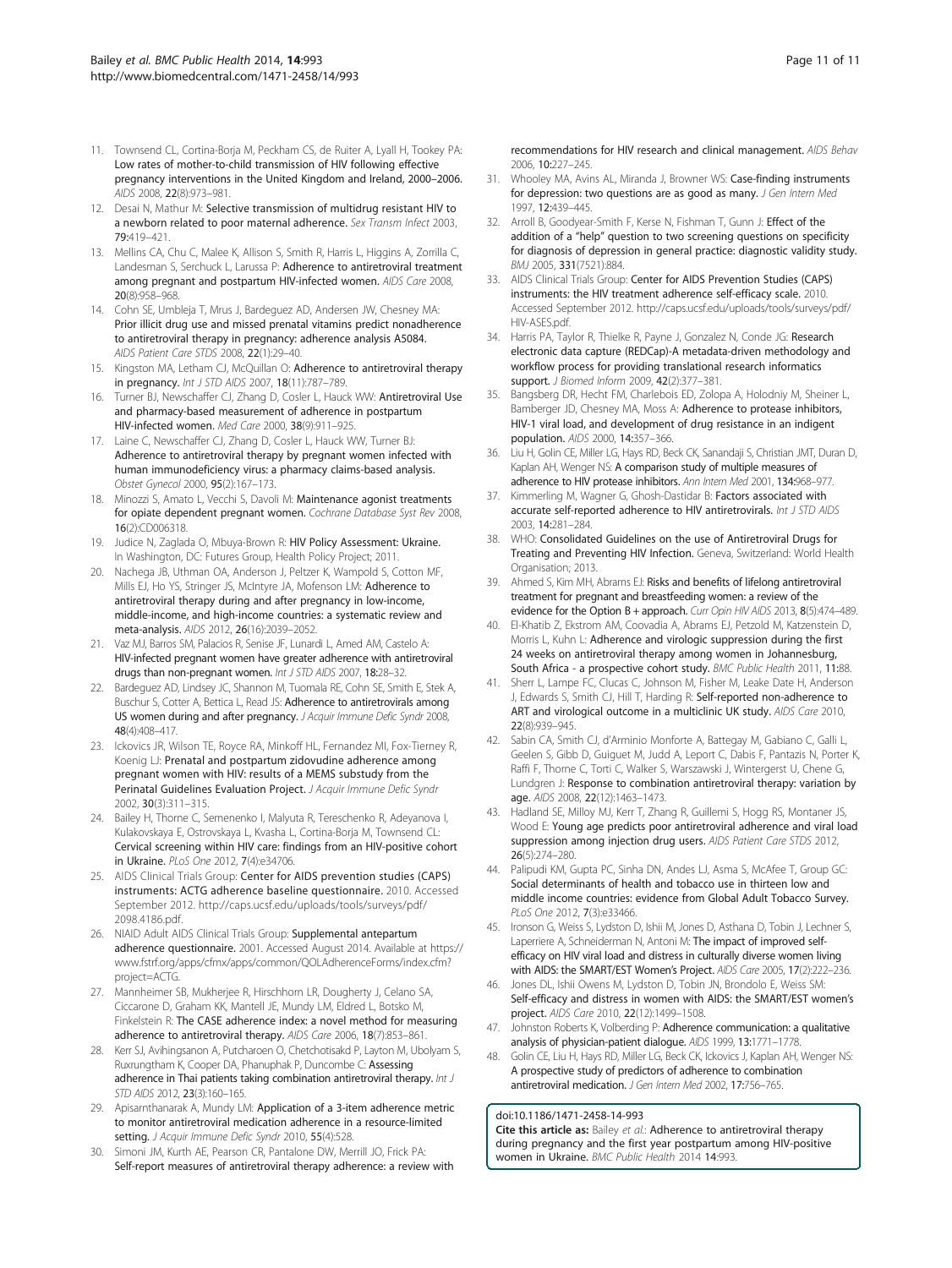11. Townsend CL, Cortina-Borja M, Peckham CS, de Ruiter A, Lyall H, Tookey PA: **Low rates of mother-to-child transmission of HIV following effective pregnancy interventions in the United Kingdom and Ireland, 2000–2006.** *AIDS* 2008, **22**(8):973–981.
12. Desai N, Mathur M: **Selective transmission of multidrug resistant HIV to a newborn related to poor maternal adherence.** *Sex Transm Infect* 2003, **79**:419–421.
13. Mellins CA, Chu C, Malee K, Allison S, Smith R, Harris L, Higgins A, Zorrilla C, Landesman S, Serchuck L, Larussa P: **Adherence to antiretroviral treatment among pregnant and postpartum HIV-infected women.** *AIDS Care* 2008, **20**(8):958–968.
14. Cohn SE, Umbleja T, Mrus J, Bardeguez AD, Andersen JW, Chesney MA: **Prior illicit drug use and missed prenatal vitamins predict nonadherence to antiretroviral therapy in pregnancy: adherence analysis A5084.** *AIDS Patient Care STDS* 2008, **22**(1):29–40.
15. Kingston MA, Letham CJ, McQuillan O: **Adherence to antiretroviral therapy in pregnancy.** *Int J STD AIDS* 2007, **18**(11):787–789.
16. Turner BJ, Newschaffer CJ, Zhang D, Cosler L, Hauck WW: **Antiretroviral Use and pharmacy-based measurement of adherence in postpartum HIV-infected women.** *Med Care* 2000, **38**(9):911–925.
17. Laine C, Newschaffer CJ, Zhang D, Cosler L, Hauck WW, Turner BJ: **Adherence to antiretroviral therapy by pregnant women infected with human immunodeficiency virus: a pharmacy claims-based analysis.** *Obstet Gynecol* 2000, **95**(2):167–173.
18. Minozzi S, Amato L, Vecchi S, Davoli M: **Maintenance agonist treatments for opiate dependent pregnant women.** *Cochrane Database Syst Rev* 2008, **16**(2):CD006318.
19. Judice N, Zaglada O, Mbuya-Brown R: **HIV Policy Assessment: Ukraine.** In Washington, DC: Futures Group, Health Policy Project; 2011.
20. Nachega JB, Uthman OA, Anderson J, Peltzer K, Wampold S, Cotton MF, Mills EJ, Ho YS, Stringer JS, McIntyre JA, Mofenson LM: **Adherence to antiretroviral therapy during and after pregnancy in low-income, middle-income, and high-income countries: a systematic review and meta-analysis.** *AIDS* 2012, **26**(16):2039–2052.
21. Vaz MJ, Barros SM, Palacios R, Senise JF, Lunardi L, Amed AM, Castelo A: **HIV-infected pregnant women have greater adherence with antiretroviral drugs than non-pregnant women.** *Int J STD AIDS* 2007, **18**:28–32.
22. Bardeguez AD, Lindsey JC, Shannon M, Tuomala RE, Cohn SE, Smith E, Stek A, Buschur S, Cotter A, Bettica L, Read JS: **Adherence to antiretrovirals among US women during and after pregnancy.** *J Acquir Immune Defic Syndr* 2008, **48**(4):408–417.
23. Ickovics JR, Wilson TE, Royce RA, Minkoff HL, Fernandez MI, Fox-Tierney R, Koenig LJ: **Prenatal and postpartum zidovudine adherence among pregnant women with HIV: results of a MEMS substudy from the Perinatal Guidelines Evaluation Project.** *J Acquir Immune Defic Syndr* 2002, **30**(3):311–315.
24. Bailey H, Thorne C, Semenenko I, Malyuta R, Tereschenko R, Adeyanova I, Kulakovskaya E, Ostrovskaya L, Kvasha L, Cortina-Borja M, Townsend CL: **Cervical screening within HIV care: findings from an HIV-positive cohort in Ukraine.** *PLoS One* 2012, **7**(4):e34706.
25. AIDS Clinical Trials Group: **Center for AIDS prevention studies (CAPS) instruments: ACTG adherence baseline questionnaire.** 2010. Accessed September 2012. http://caps.ucsf.edu/uploads/tools/surveys/pdf/2098.4186.pdf.
26. NIAID Adult AIDS Clinical Trials Group: **Supplemental antepartum adherence questionnaire.** 2001. Accessed August 2014. Available at https://www.fstrf.org/apps/cfmx/apps/common/QOLAdherenceForms/index.cfm?project=ACTG.
27. Mannheimer SB, Mukherjee R, Hirschhorn LR, Dougherty J, Celano SA, Ciccarone D, Graham KK, Mantell JE, Mundy LM, Eldred L, Botsko M, Finkelstein R: **The CASE adherence index: a novel method for measuring adherence to antiretroviral therapy.** *AIDS Care* 2006, **18**(7):853–861.
28. Kerr SJ, Avihingsanon A, Putcharoen O, Chetchotisakd P, Layton M, Ubolyam S, Ruxrungtham K, Cooper DA, Phanuphak P, Duncombe C: **Assessing adherence in Thai patients taking combination antiretroviral therapy.** *Int J STD AIDS* 2012, **23**(3):160–165.
29. Apisarnthanarak A, Mundy LM: **Application of a 3-item adherence metric to monitor antiretroviral medication adherence in a resource-limited setting.** *J Acquir Immune Defic Syndr* 2010, **55**(4):528.
30. Simoni JM, Kurth AE, Pearson CR, Pantalone DW, Merrill JO, Frick PA: **Self-report measures of antiretroviral therapy adherence: a review with recommendations for HIV research and clinical management.** *AIDS Behav* 2006, **10**:227–245.
31. Whooley MA, Avins AL, Miranda J, Browner WS: **Case-finding instruments for depression: two questions are as good as many.** *J Gen Intern Med* 1997, **12**:439–445.
32. Arroll B, Goodyear-Smith F, Kerse N, Fishman T, Gunn J: **Effect of the addition of a "help" question to two screening questions on specificity for diagnosis of depression in general practice: diagnostic validity study.** *BMJ* 2005, **331**(7521):884.
33. AIDS Clinical Trials Group: **Center for AIDS Prevention Studies (CAPS) instruments: the HIV treatment adherence self-efficacy scale.** 2010. Accessed September 2012. http://caps.ucsf.edu/uploads/tools/surveys/pdf/HIV-ASES.pdf.
34. Harris PA, Taylor R, Thielke R, Payne J, Gonzalez N, Conde JG: **Research electronic data capture (REDCap)-A metadata-driven methodology and workflow process for providing translational research informatics support.** *J Biomed Inform* 2009, **42**(2):377–381.
35. Bangsberg DR, Hecht FM, Charlebois ED, Zolopa A, Holodniy M, Sheiner L, Bamberger JD, Chesney MA, Moss A: **Adherence to protease inhibitors, HIV-1 viral load, and development of drug resistance in an indigent population.** *AIDS* 2000, **14**:357–366.
36. Liu H, Golin CE, Miller LG, Hays RD, Beck CK, Sanandaji S, Christian JMT, Duran D, Kaplan AH, Wenger NS: **A comparison study of multiple measures of adherence to HIV protease inhibitors.** *Ann Intern Med* 2001, **134**:968–977.
37. Kimmerling M, Wagner G, Ghosh-Dastidar B: **Factors associated with accurate self-reported adherence to HIV antiretrovirals.** *Int J STD AIDS* 2003, **14**:281–284.
38. WHO: **Consolidated Guidelines on the use of Antiretroviral Drugs for Treating and Preventing HIV Infection.** Geneva, Switzerland: World Health Organisation; 2013.
39. Ahmed S, Kim MH, Abrams EJ: **Risks and benefits of lifelong antiretroviral treatment for pregnant and breastfeeding women: a review of the evidence for the Option B + approach.** *Curr Opin HIV AIDS* 2013, **8**(5):474–489.
40. El-Khatib Z, Ekstrom AM, Coovadia A, Abrams EJ, Petzold M, Katzenstein D, Morris L, Kuhn L: **Adherence and virologic suppression during the first 24 weeks on antiretroviral therapy among women in Johannesburg, South Africa - a prospective cohort study.** *BMC Public Health* 2011, **11**:88.
41. Sherr L, Lampe FC, Clucas C, Johnson M, Fisher M, Leake Date H, Anderson J, Edwards S, Smith CJ, Hill T, Harding R: **Self-reported non-adherence to ART and virological outcome in a multiclinic UK study.** *AIDS Care* 2010, **22**(8):939–945.
42. Sabin CA, Smith CJ, d'Arminio Monforte A, Battegay M, Gabiano C, Galli L, Geelen S, Gibb D, Guiguet M, Judd A, Leport C, Dabis F, Pantazis N, Porter K, Raffi F, Thorne C, Torti C, Walker S, Warszawski J, Wintergerst U, Chene G, Lundgren J: **Response to combination antiretroviral therapy: variation by age.** *AIDS* 2008, **22**(12):1463–1473.
43. Hadland SE, Milloy MJ, Kerr T, Zhang R, Guillemi S, Hogg RS, Montaner JS, Wood E: **Young age predicts poor antiretroviral adherence and viral load suppression among injection drug users.** *AIDS Patient Care STDS* 2012, **26**(5):274–280.
44. Palipudi KM, Gupta PC, Sinha DN, Andes LJ, Asma S, McAfee T, Group GC: **Social determinants of health and tobacco use in thirteen low and middle income countries: evidence from Global Adult Tobacco Survey.** *PLoS One* 2012, **7**(3):e33466.
45. Ironson G, Weiss S, Lydston D, Ishii M, Jones D, Asthana D, Tobin J, Lechner S, Laperriere A, Schneiderman N, Antoni M: **The impact of improved self-efficacy on HIV viral load and distress in culturally diverse women living with AIDS: the SMART/EST Women's Project.** *AIDS Care* 2005, **17**(2):222–236.
46. Jones DL, Ishii Owens M, Lydston D, Tobin JN, Brondolo E, Weiss SM: **Self-efficacy and distress in women with AIDS: the SMART/EST women's project.** *AIDS Care* 2010, **22**(12):1499–1508.
47. Johnston Roberts K, Volberding P: **Adherence communication: a qualitative analysis of physician-patient dialogue.** *AIDS* 1999, **13**:1771–1778.
48. Golin CE, Liu H, Hays RD, Miller LG, Beck CK, Ickovics J, Kaplan AH, Wenger NS: **A prospective study of predictors of adherence to combination antiretroviral medication.** *J Gen Intern Med* 2002, **17**:756–765.

doi:10.1186/1471-2458-14-993

**Cite this article as:** Bailey *et al.*: Adherence to antiretroviral therapy during pregnancy and the first year postpartum among HIV-positive women in Ukraine. *BMC Public Health* 2014 **14**:993.